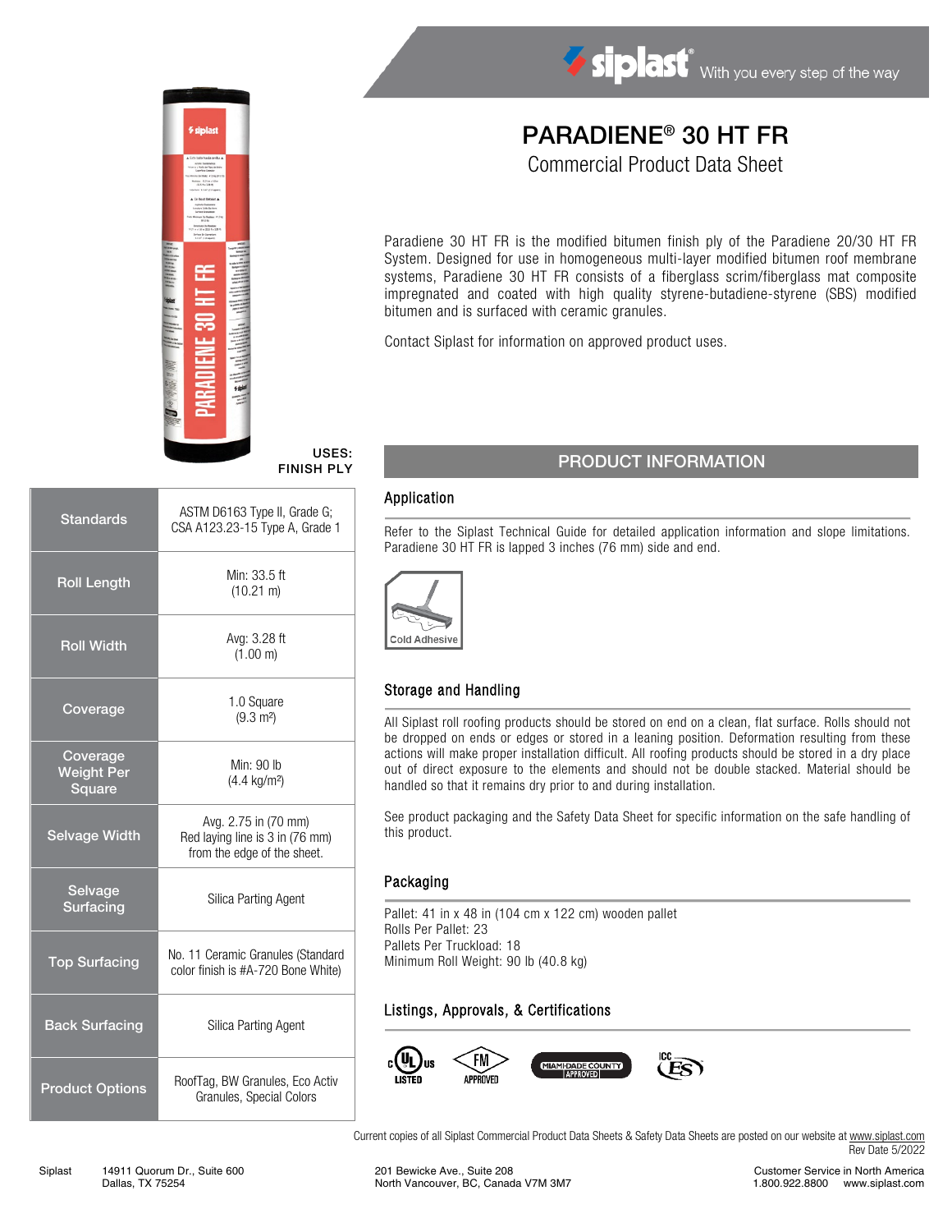siplast® With you every step of the way

# PARADIENE® 30 HT FR

## Commercial Product Data Sheet

Paradiene 30 HT FR is the modified bitumen finish ply of the Paradiene 20/30 HT FR System. Designed for use in homogeneous multi-layer modified bitumen roof membrane systems, Paradiene 30 HT FR consists of a fiberglass scrim/fiberglass mat composite impregnated and coated with high quality styrene-butadiene-styrene (SBS) modified bitumen and is surfaced with ceramic granules.

Contact Siplast for information on approved product uses.

**USES:**
**FINISH PLY**

| | |
|---|---|
| **Standards** | ASTM D6163 Type II, Grade G; CSA A123.23-15 Type A, Grade 1 |
| **Roll Length** | Min: 33.5 ft (10.21 m) |
| **Roll Width** | Avg: 3.28 ft (1.00 m) |
| **Coverage** | 1.0 Square (9.3 m²) |
| **Coverage Weight Per Square** | Min: 90 lb (4.4 kg/m²) |
| **Selvage Width** | Avg. 2.75 in (70 mm) Red laying line is 3 in (76 mm) from the edge of the sheet. |
| **Selvage Surfacing** | Silica Parting Agent |
| **Top Surfacing** | No. 11 Ceramic Granules (Standard color finish is #A-720 Bone White) |
| **Back Surfacing** | Silica Parting Agent |
| **Product Options** | RoofTag, BW Granules, Eco Activ Granules, Special Colors |

## PRODUCT INFORMATION

### Application

Refer to the Siplast Technical Guide for detailed application information and slope limitations. Paradiene 30 HT FR is lapped 3 inches (76 mm) side and end.

Cold Adhesive

### Storage and Handling

All Siplast roll roofing products should be stored on end on a clean, flat surface. Rolls should not be dropped on ends or edges or stored in a leaning position. Deformation resulting from these actions will make proper installation difficult. All roofing products should be stored in a dry place out of direct exposure to the elements and should not be double stacked. Material should be handled so that it remains dry prior to and during installation.

See product packaging and the Safety Data Sheet for specific information on the safe handling of this product.

### Packaging

Pallet: 41 in x 48 in (104 cm x 122 cm) wooden pallet
Rolls Per Pallet: 23
Pallets Per Truckload: 18
Minimum Roll Weight: 90 lb (40.8 kg)

### Listings, Approvals, & Certifications

c UL us LISTED · FM APPROVED · MIAMI-DADE COUNTY APPROVED · ICC ES

Current copies of all Siplast Commercial Product Data Sheets & Safety Data Sheets are posted on our website at www.siplast.com
Rev Date 5/2022

Siplast 14911 Quorum Dr., Suite 600, Dallas, TX 75254 | 201 Bewicke Ave., Suite 208, North Vancouver, BC, Canada V7M 3M7 | Customer Service in North America 1.800.922.8800 www.siplast.com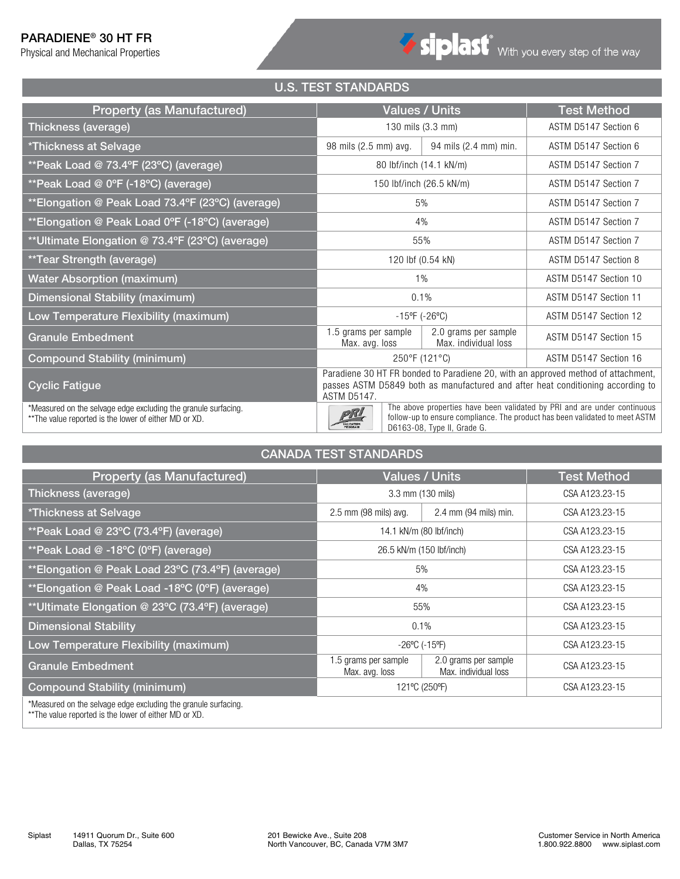# PARADIENE® 30 HT FR

Physical and Mechanical Properties

## U.S. TEST STANDARDS

| Property (as Manufactured) | Values / Units | | Test Method |
|---|---|---|---|
| Thickness (average) | 130 mils (3.3 mm) | | ASTM D5147 Section 6 |
| *Thickness at Selvage | 98 mils (2.5 mm) avg. | 94 mils (2.4 mm) min. | ASTM D5147 Section 6 |
| **Peak Load @ 73.4ºF (23ºC) (average) | 80 lbf/inch (14.1 kN/m) | | ASTM D5147 Section 7 |
| **Peak Load @ 0ºF (-18ºC) (average) | 150 lbf/inch (26.5 kN/m) | | ASTM D5147 Section 7 |
| **Elongation @ Peak Load 73.4ºF (23ºC) (average) | 5% | | ASTM D5147 Section 7 |
| **Elongation @ Peak Load 0ºF (-18ºC) (average) | 4% | | ASTM D5147 Section 7 |
| **Ultimate Elongation @ 73.4ºF (23ºC) (average) | 55% | | ASTM D5147 Section 7 |
| **Tear Strength (average) | 120 lbf (0.54 kN) | | ASTM D5147 Section 8 |
| Water Absorption (maximum) | 1% | | ASTM D5147 Section 10 |
| Dimensional Stability (maximum) | 0.1% | | ASTM D5147 Section 11 |
| Low Temperature Flexibility (maximum) | -15ºF (-26ºC) | | ASTM D5147 Section 12 |
| Granule Embedment | 1.5 grams per sample Max. avg. loss | 2.0 grams per sample Max. individual loss | ASTM D5147 Section 15 |
| Compound Stability (minimum) | 250°F (121°C) | | ASTM D5147 Section 16 |
| Cyclic Fatigue | Paradiene 30 HT FR bonded to Paradiene 20, with an approved method of attachment, passes ASTM D5849 both as manufactured and after heat conditioning according to ASTM D5147. | | |

*Measured on the selvage edge excluding the granule surfacing.
**The value reported is the lower of either MD or XD.

The above properties have been validated by PRI and are under continuous follow-up to ensure compliance. The product has been validated to meet ASTM D6163-08, Type II, Grade G.

## CANADA TEST STANDARDS

| Property (as Manufactured) | Values / Units | | Test Method |
|---|---|---|---|
| Thickness (average) | 3.3 mm (130 mils) | | CSA A123.23-15 |
| *Thickness at Selvage | 2.5 mm (98 mils) avg. | 2.4 mm (94 mils) min. | CSA A123.23-15 |
| **Peak Load @ 23ºC (73.4ºF) (average) | 14.1 kN/m (80 lbf/inch) | | CSA A123.23-15 |
| **Peak Load @ -18ºC (0ºF) (average) | 26.5 kN/m (150 lbf/inch) | | CSA A123.23-15 |
| **Elongation @ Peak Load 23ºC (73.4ºF) (average) | 5% | | CSA A123.23-15 |
| **Elongation @ Peak Load -18ºC (0ºF) (average) | 4% | | CSA A123.23-15 |
| **Ultimate Elongation @ 23ºC (73.4ºF) (average) | 55% | | CSA A123.23-15 |
| Dimensional Stability | 0.1% | | CSA A123.23-15 |
| Low Temperature Flexibility (maximum) | -26ºC (-15ºF) | | CSA A123.23-15 |
| Granule Embedment | 1.5 grams per sample Max. avg. loss | 2.0 grams per sample Max. individual loss | CSA A123.23-15 |
| Compound Stability (minimum) | 121ºC (250ºF) | | CSA A123.23-15 |

*Measured on the selvage edge excluding the granule surfacing.
**The value reported is the lower of either MD or XD.

Siplast 14911 Quorum Dr., Suite 600 Dallas, TX 75254

201 Bewicke Ave., Suite 208 North Vancouver, BC, Canada V7M 3M7

Customer Service in North America 1.800.922.8800 www.siplast.com